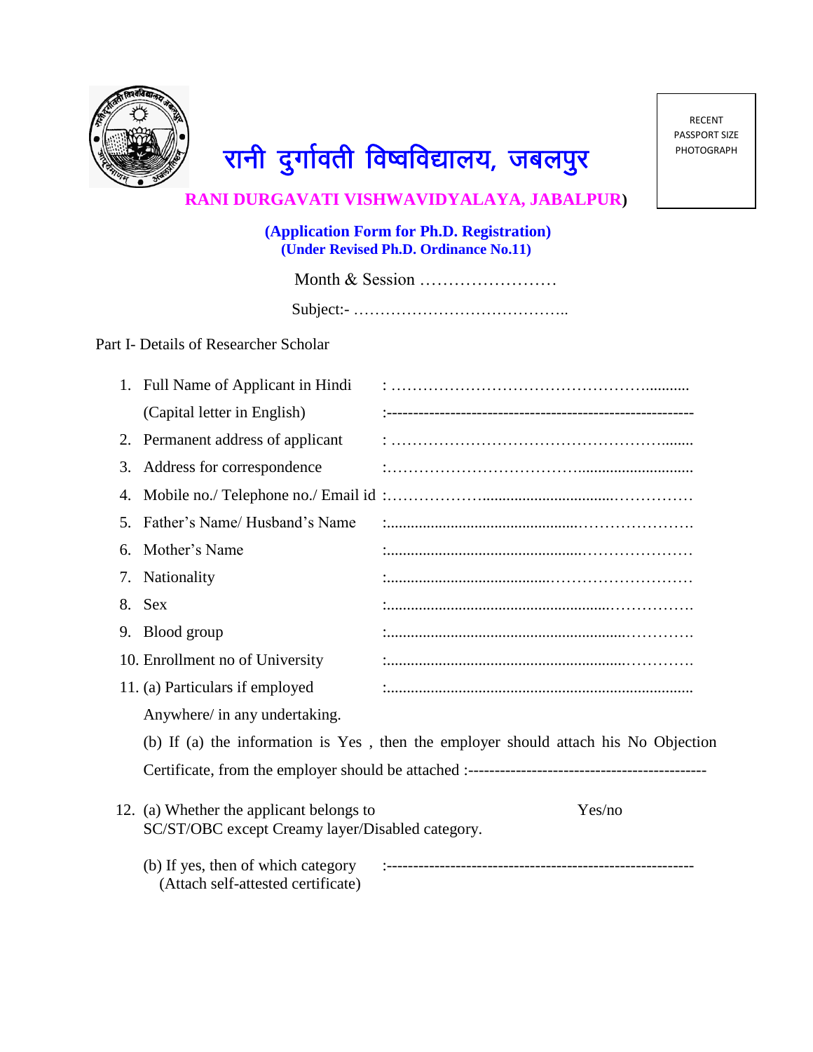# रानी दुर्गावती विष्वविद्यालय, जबलपुर

## RANI DURGAVATI VISHWAVIDYALAYA, JABALPUR)

RECENT PASSPORT SIZE PHOTOGRAPH

**(Application Form for Ph.D. Registration)**
**(Under Revised Ph.D. Ordinance No.11)**

Month & Session ……………………

Subject:- …………………………………..

Part I- Details of Researcher Scholar

1. Full Name of Applicant in Hindi : ………………………………………………...........
   (Capital letter in English) :--------------------------------------------------------
2. Permanent address of applicant : ……………………………………………….......
3. Address for correspondence :………………………………..............................
4. Mobile no./ Telephone no./ Email id :………………...............................……………
5. Father's Name/ Husband's Name :..............................................…………………
6. Mother's Name :...............................................…………………
7. Nationality :.......................................………………………
8. Sex :........................................................…………….
9. Blood group :..........................................................………….
10. Enrollment no of University :..........................................................………….
11. (a) Particulars if employed :.............................................................................
    Anywhere/ in any undertaking.
    (b) If (a) the information is Yes , then the employer should attach his No Objection Certificate, from the employer should be attached :-------------------------------------------
12. (a) Whether the applicant belongs to SC/ST/OBC except Creamy layer/Disabled category. Yes/no
    (b) If yes, then of which category (Attach self-attested certificate) :--------------------------------------------------------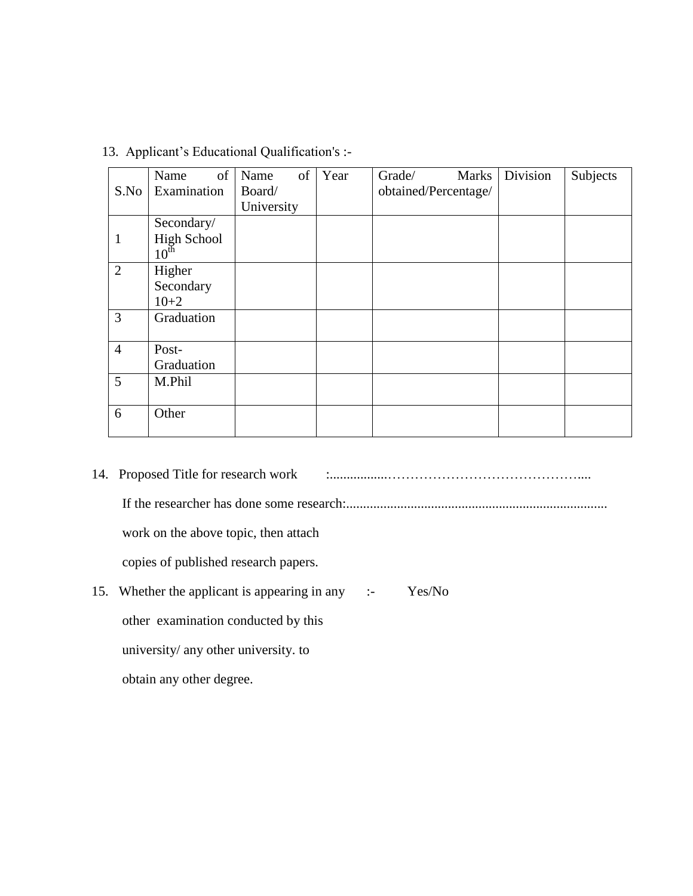13. Applicant's Educational Qualification's :-

| S.No | Name of Examination | Name of Board/ University | Year | Grade/ Marks obtained/Percentage/ | Division | Subjects |
|---|---|---|---|---|---|---|
| 1 | Secondary/ High School $10^{th}$ | | | | | |
| 2 | Higher Secondary 10+2 | | | | | |
| 3 | Graduation | | | | | |
| 4 | Post-Graduation | | | | | |
| 5 | M.Phil | | | | | |
| 6 | Other | | | | | |

14. Proposed Title for research work :.................……………………………………....

    If the researcher has done some research:............................................................................

    work on the above topic, then attach

    copies of published research papers.

15. Whether the applicant is appearing in any :- Yes/No

    other examination conducted by this

    university/ any other university. to

    obtain any other degree.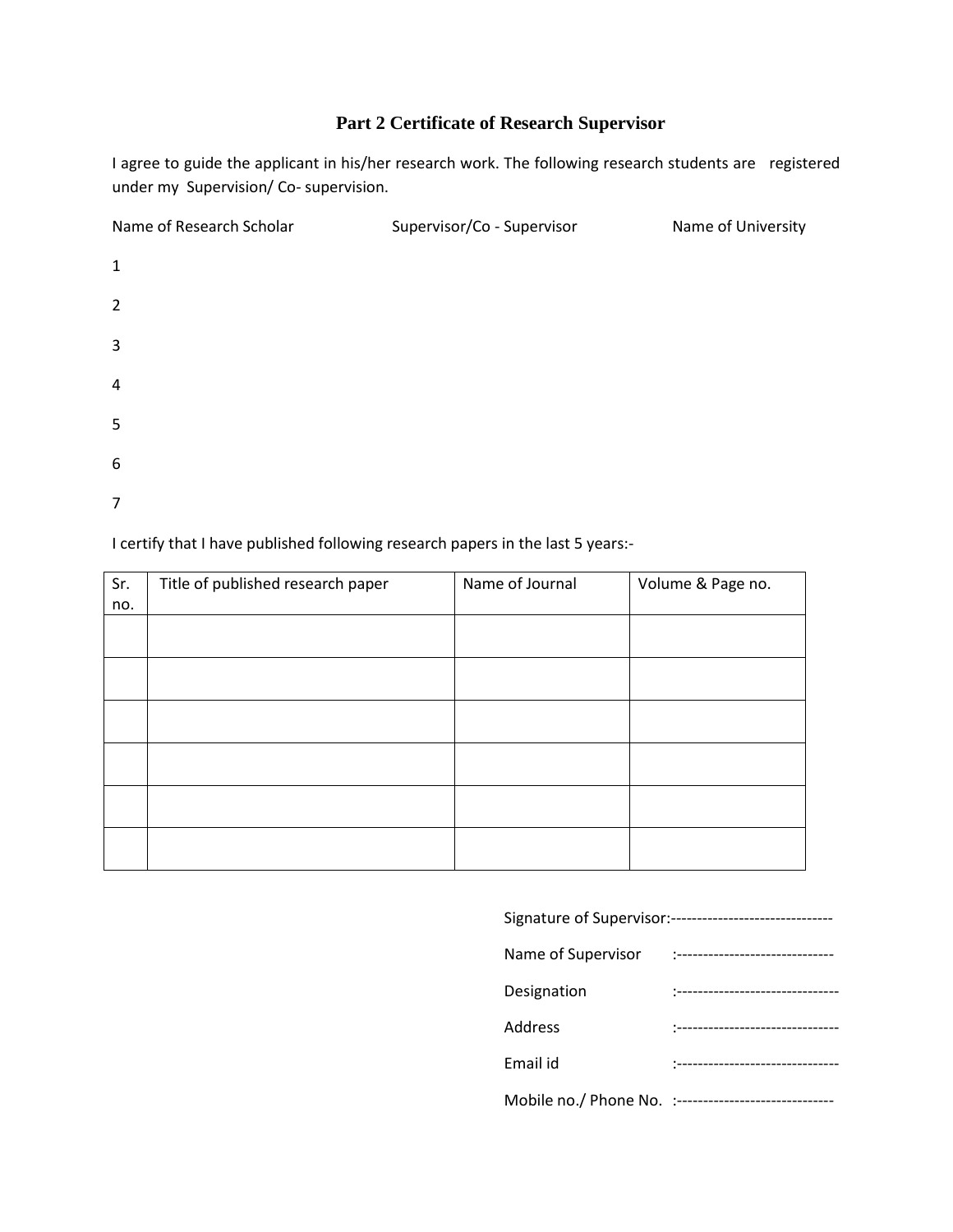## Part 2 Certificate of Research Supervisor

I agree to guide the applicant in his/her research work. The following research students are registered under my Supervision/ Co- supervision.

| Name of Research Scholar | Supervisor/Co - Supervisor | Name of University |
|---|---|---|
| 1 | | |
| 2 | | |
| 3 | | |
| 4 | | |
| 5 | | |
| 6 | | |
| 7 | | |

I certify that I have published following research papers in the last 5 years:-

| Sr. no. | Title of published research paper | Name of Journal | Volume & Page no. |
|---|---|---|---|
| | | | |
| | | | |
| | | | |
| | | | |
| | | | |
| | | | |

Signature of Supervisor:-------------------------------

Name of Supervisor :------------------------------

Designation :-------------------------------

Address :-------------------------------

Email id :-------------------------------

Mobile no./ Phone No. :------------------------------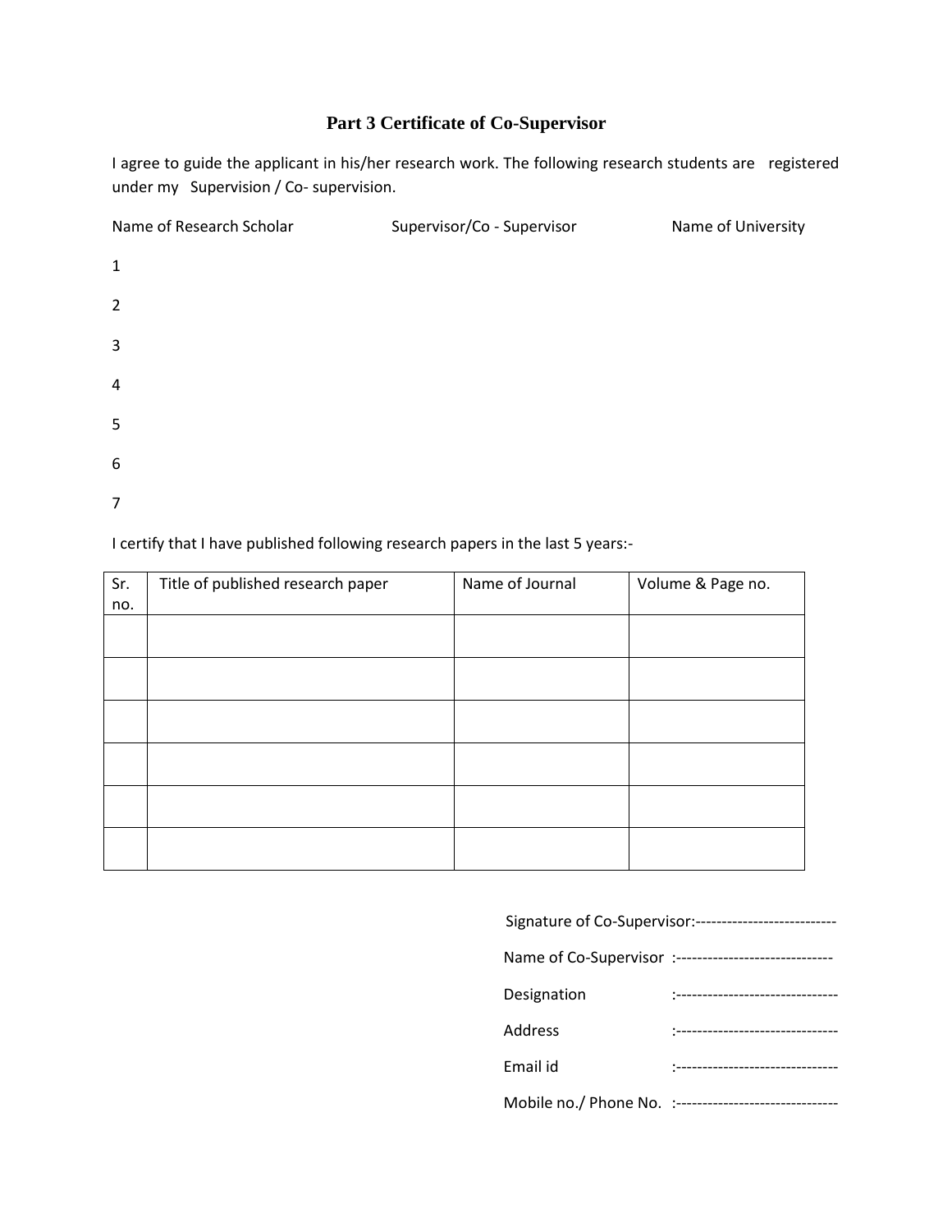## Part 3 Certificate of Co-Supervisor

I agree to guide the applicant in his/her research work. The following research students are registered under my Supervision / Co- supervision.

| Name of Research Scholar | Supervisor/Co - Supervisor | Name of University |
|---|---|---|
| 1 | | |
| 2 | | |
| 3 | | |
| 4 | | |
| 5 | | |
| 6 | | |
| 7 | | |

I certify that I have published following research papers in the last 5 years:-

| Sr. no. | Title of published research paper | Name of Journal | Volume & Page no. |
|---|---|---|---|
| | | | |
| | | | |
| | | | |
| | | | |
| | | | |
| | | | |

Signature of Co-Supervisor:---------------------------

Name of Co-Supervisor :------------------------------

Designation :-------------------------------

Address :-------------------------------

Email id :-------------------------------

Mobile no./ Phone No. :-------------------------------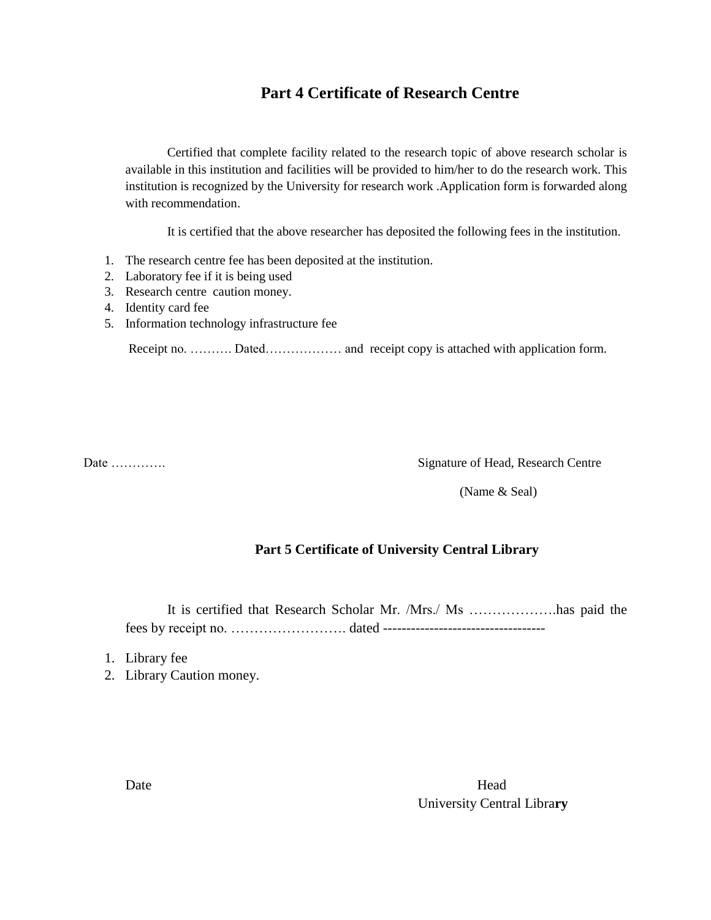## Part 4 Certificate of Research Centre

Certified that complete facility related to the research topic of above research scholar is available in this institution and facilities will be provided to him/her to do the research work. This institution is recognized by the University for research work .Application form is forwarded along with recommendation.

It is certified that the above researcher has deposited the following fees in the institution.

1. The research centre fee has been deposited at the institution.
2. Laboratory fee if it is being used
3. Research centre caution money.
4. Identity card fee
5. Information technology infrastructure fee

Receipt no. ………. Dated……………… and receipt copy is attached with application form.

Date ………….

Signature of Head, Research Centre

(Name & Seal)

## Part 5 Certificate of University Central Library

It is certified that Research Scholar Mr. /Mrs./ Ms ……………….has paid the fees by receipt no. ……………………. dated ----------------------------------

1. Library fee
2. Library Caution money.

Date

Head
University Central Library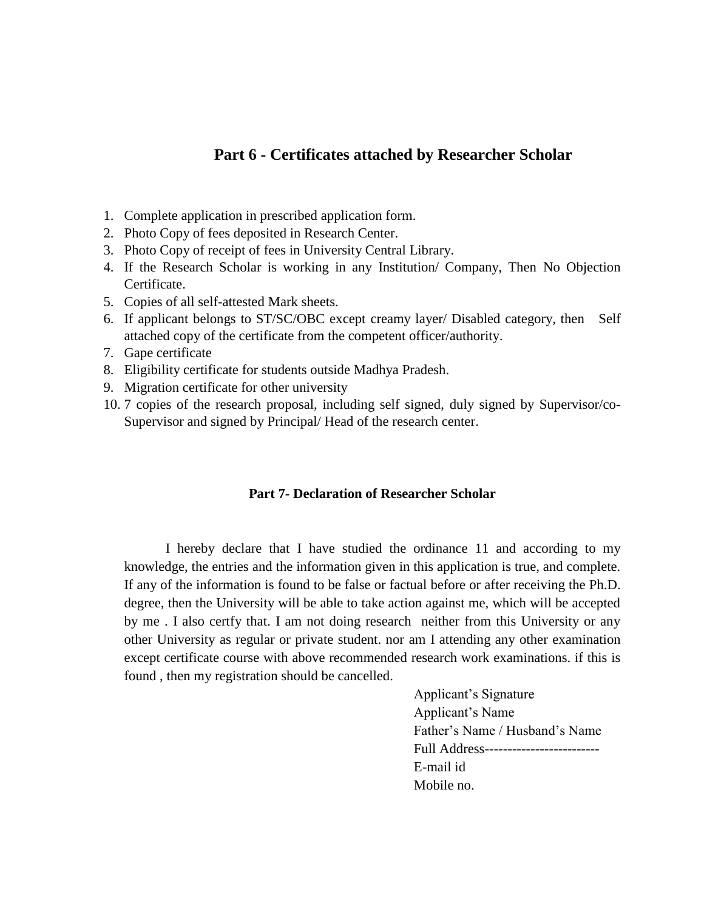## Part 6 - Certificates attached by Researcher Scholar

1. Complete application in prescribed application form.
2. Photo Copy of fees deposited in Research Center.
3. Photo Copy of receipt of fees in University Central Library.
4. If the Research Scholar is working in any Institution/ Company, Then No Objection Certificate.
5. Copies of all self-attested Mark sheets.
6. If applicant belongs to ST/SC/OBC except creamy layer/ Disabled category, then Self attached copy of the certificate from the competent officer/authority.
7. Gape certificate
8. Eligibility certificate for students outside Madhya Pradesh.
9. Migration certificate for other university
10. 7 copies of the research proposal, including self signed, duly signed by Supervisor/co-Supervisor and signed by Principal/ Head of the research center.

### Part 7- Declaration of Researcher Scholar

I hereby declare that I have studied the ordinance 11 and according to my knowledge, the entries and the information given in this application is true, and complete. If any of the information is found to be false or factual before or after receiving the Ph.D. degree, then the University will be able to take action against me, which will be accepted by me . I also certfy that. I am not doing research neither from this University or any other University as regular or private student. nor am I attending any other examination except certificate course with above recommended research work examinations. if this is found , then my registration should be cancelled.

Applicant's Signature
Applicant's Name
Father's Name / Husband's Name
Full Address------------------------
E-mail id
Mobile no.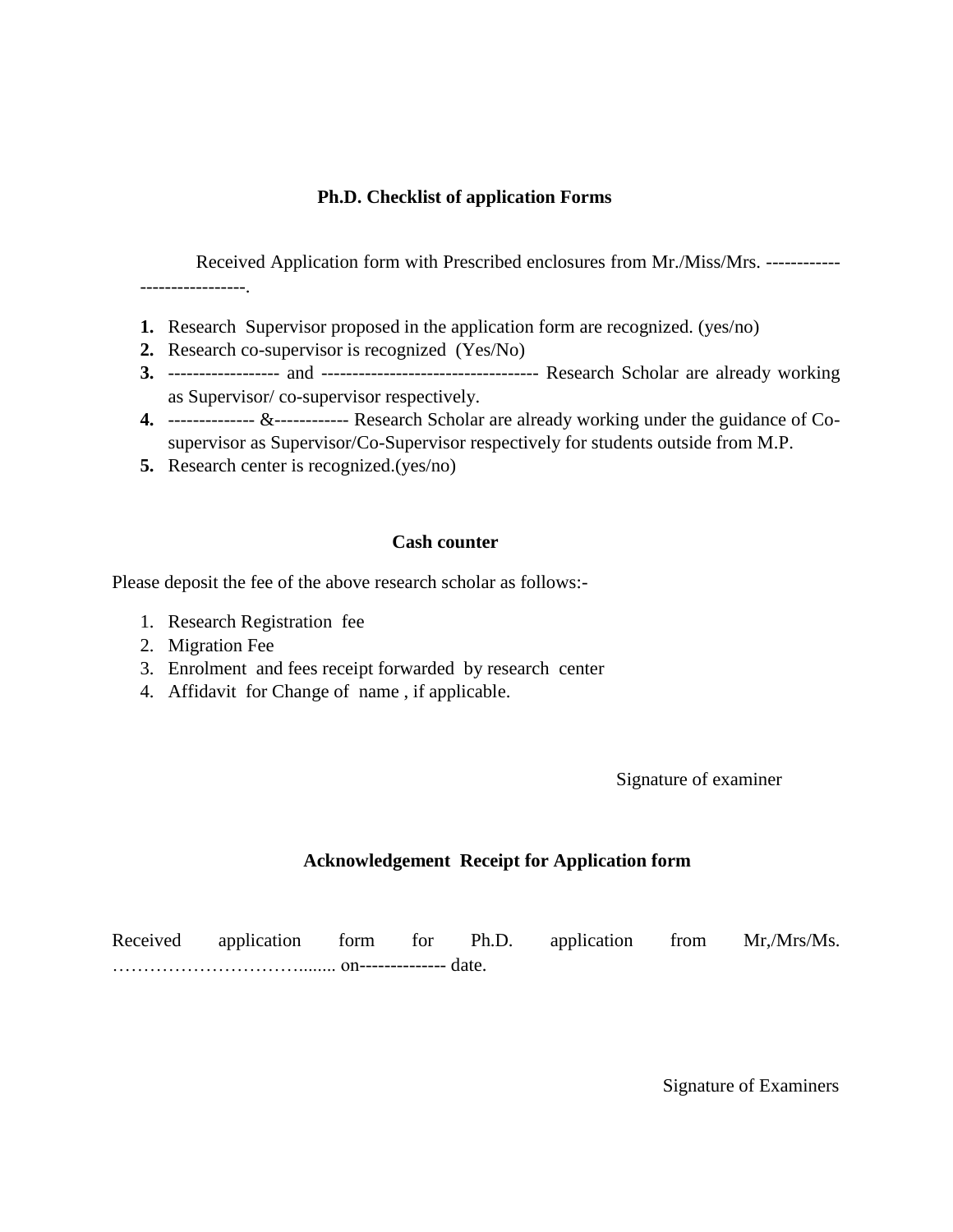## Ph.D. Checklist of application Forms

Received Application form with Prescribed enclosures from Mr./Miss/Mrs. -----------------------------.

1. Research Supervisor proposed in the application form are recognized. (yes/no)
2. Research co-supervisor is recognized (Yes/No)
3. ------------------ and ----------------------------------- Research Scholar are already working as Supervisor/ co-supervisor respectively.
4. -------------- &------------ Research Scholar are already working under the guidance of Co-supervisor as Supervisor/Co-Supervisor respectively for students outside from M.P.
5. Research center is recognized.(yes/no)

## Cash counter

Please deposit the fee of the above research scholar as follows:-

1. Research Registration fee
2. Migration Fee
3. Enrolment and fees receipt forwarded by research center
4. Affidavit for Change of name , if applicable.

Signature of examiner

## Acknowledgement Receipt for Application form

Received application form for Ph.D. application from Mr,/Mrs/Ms. …………………………........ on-------------- date.

Signature of Examiners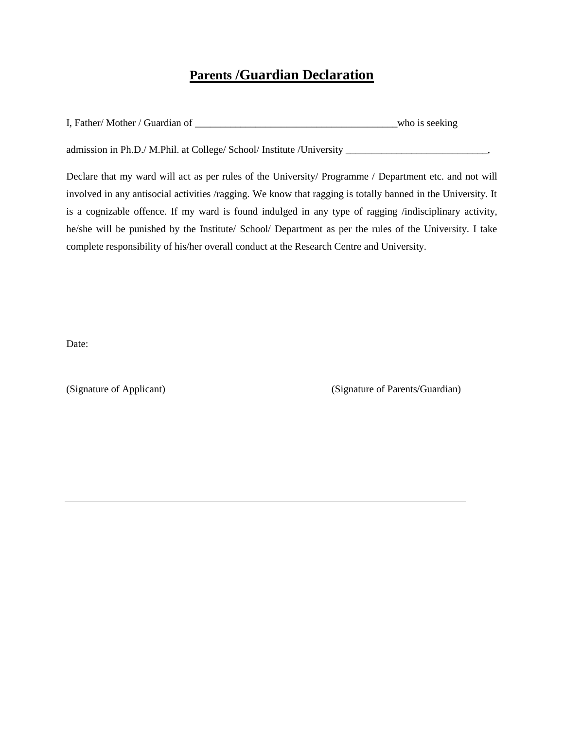# Parents /Guardian Declaration

I, Father/ Mother / Guardian of ________________________________________who is seeking

admission in Ph.D./ M.Phil. at College/ School/ Institute /University ____________________________,

Declare that my ward will act as per rules of the University/ Programme / Department etc. and not will involved in any antisocial activities /ragging. We know that ragging is totally banned in the University. It is a cognizable offence. If my ward is found indulged in any type of ragging /indisciplinary activity, he/she will be punished by the Institute/ School/ Department as per the rules of the University. I take complete responsibility of his/her overall conduct at the Research Centre and University.

Date:

(Signature of Applicant) (Signature of Parents/Guardian)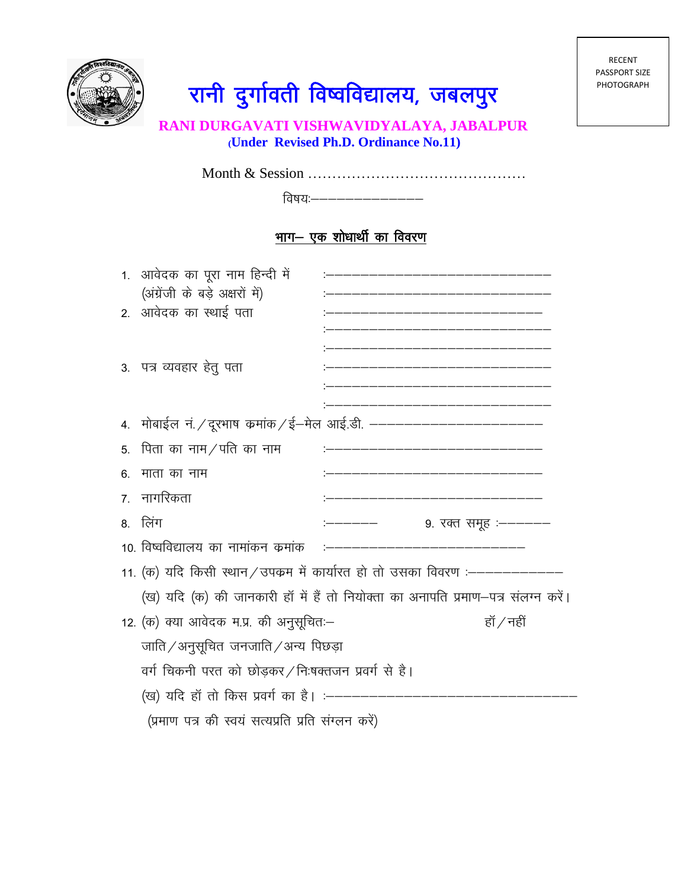RECENT PASSPORT SIZE PHOTOGRAPH

# रानी दुर्गावती विष्वविद्यालय, जबलपुर

## RANI DURGAVATI VISHWAVIDYALAYA, JABALPUR

**(Under Revised Ph.D. Ordinance No.11)**

Month & Session ………………………………………

विषयः——————————

### भाग— एक शोधार्थी का विवरण

1. आवेदक का पूरा नाम हिन्दी में :—————————————————
   (अंग्रेजी के बड़े अक्षरों में) :—————————————————
2. आवेदक का स्थाई पता :—————————————————
   :—————————————————
   :—————————————————
3. पत्र व्यवहार हेतु पता :—————————————————
   :—————————————————
   :—————————————————
4. मोबाईल नं./दूरभाष कमांक/ई—मेल आई.डी. ——————————————
5. पिता का नाम/पति का नाम :—————————————————
6. माता का नाम :—————————————————
7. नागरिकता :—————————————————
8. लिंग :———— 9. रक्त समूह :————
10. विष्वविद्यालय का नामांकन कमांक :———————————————
11. (क) यदि किसी स्थान/उपक्रम में कार्यरत हो तो उसका विवरण :———————
    (ख) यदि (क) की जानकारी हॉ में हैं तो नियोक्ता का अनापति प्रमाण—पत्र संलग्न करें।
12. (क) क्या आवेदक म.प्र. की अनुसूचितः— हॉ/नहीं
    जाति/अनुसूचित जनजाति/अन्य पिछड़ा
    वर्ग चिकनी परत को छोड़कर/निःषक्तजन प्रवर्ग से है।
    (ख) यदि हॉ तो किस प्रवर्ग का है। :————————————————————
    (प्रमाण पत्र की स्वयं सत्यप्रति प्रति संग्लन करें)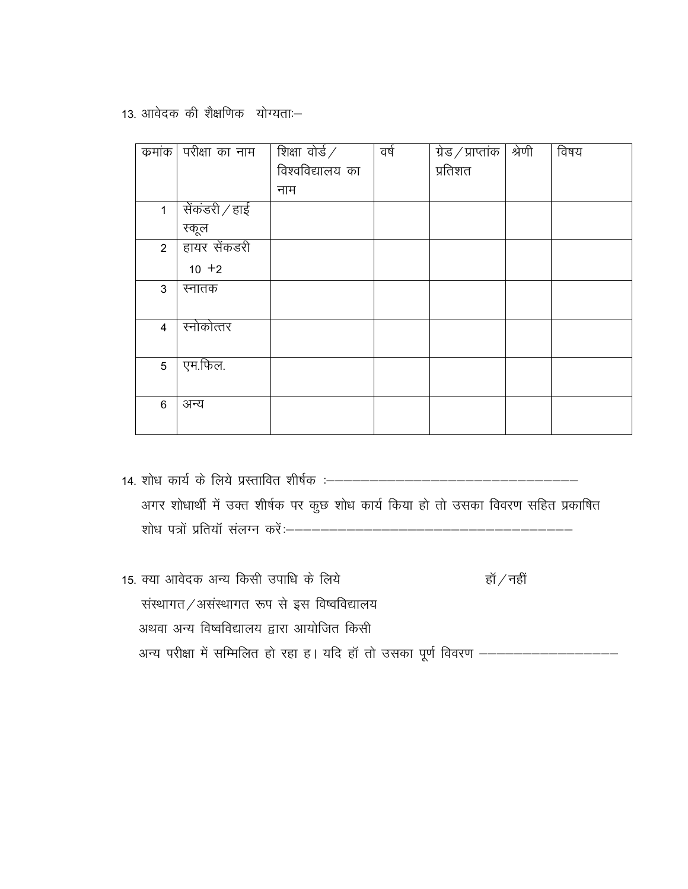13. आवेदक की शैक्षणिक योग्यताः—

| क्रमांक | परीक्षा का नाम | शिक्षा वोर्ड / विश्वविद्यालय का नाम | वर्ष | ग्रेड / प्राप्तांक प्रतिशत | श्रेणी | विषय |
|---|---|---|---|---|---|---|
| 1 | सेंकंडरी / हाई स्कूल | | | | | |
| 2 | हायर सेंकडरी 10 +2 | | | | | |
| 3 | स्नातक | | | | | |
| 4 | स्नोकोत्तर | | | | | |
| 5 | एम.फिल. | | | | | |
| 6 | अन्य | | | | | |

14. शोध कार्य के लिये प्रस्तावित शीर्षक :———————————————————————————

अगर शोधार्थी में उक्त शीर्षक पर कुछ शोध कार्य किया हो तो उसका विवरण सहित प्रकाषित शोध पत्रों प्रतियॉ संलग्न करें:——————————————————————————————

15. क्या आवेदक अन्य किसी उपाधि के लिये संस्थागत / असंस्थागत रूप से इस विष्वविद्यालय अथवा अन्य विष्वविद्यालय द्वारा आयोजित किसी अन्य परीक्षा में सम्मिलित हो रहा ह। यदि हॉ तो उसका पूर्ण विवरण ————————————— हॉ / नहीं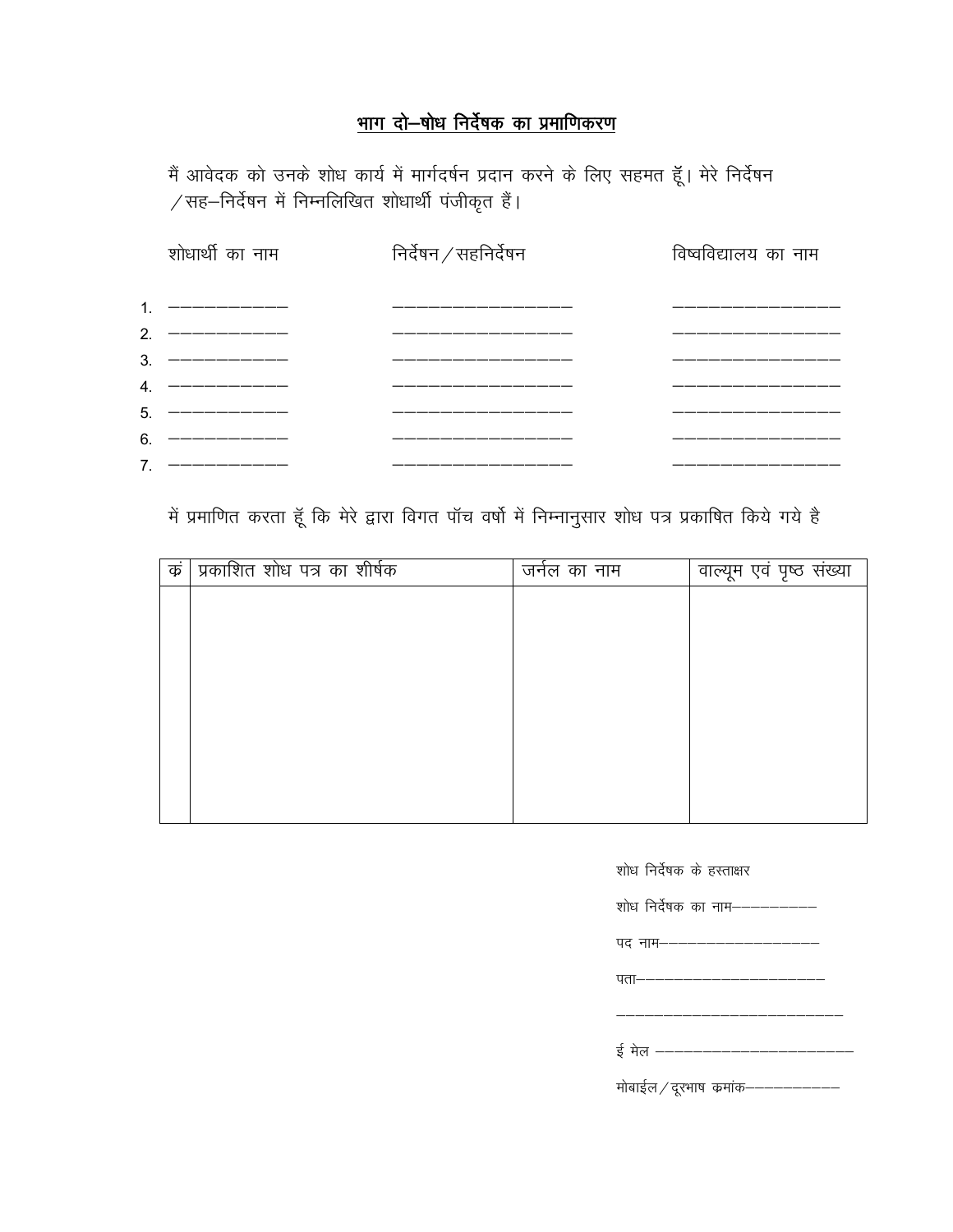## भाग दो–षोध निर्देषक का प्रमाणिकरण

मैं आवेदक को उनके शोध कार्य में मार्गदर्षन प्रदान करने के लिए सहमत हूॅं। मेरे निर्देषन /सह–निर्देषन में निम्नलिखित शोधार्थी पंजीकृत हैं।

| | शोधार्थी का नाम | निर्देषन/सहनिर्देषन | विष्वविद्यालय का नाम |
|---|---|---|---|
| 1. | ———————— | ———————————— | ——————————— |
| 2. | ———————— | ———————————— | ——————————— |
| 3. | ———————— | ———————————— | ——————————— |
| 4. | ———————— | ———————————— | ——————————— |
| 5. | ———————— | ———————————— | ——————————— |
| 6. | ———————— | ———————————— | ——————————— |
| 7. | ———————— | ———————————— | ——————————— |

में प्रमाणित करता हूॅं कि मेरे द्वारा विगत पॉच वर्षो में निम्नानुसार शोध पत्र प्रकाषित किये गये है

| कं | प्रकाशित शोध पत्र का शीर्षक | जर्नल का नाम | वाल्यूम एवं पृष्ठ संख्या |
|---|---|---|---|
| | | | |

शोध निर्देषक के हस्ताक्षर

शोध निर्देषक का नाम————————

पद नाम——————————————

पता————————————————

————————————————————

ई मेल ——————————————————

मोबाईल/दूरभाष कमांक—————————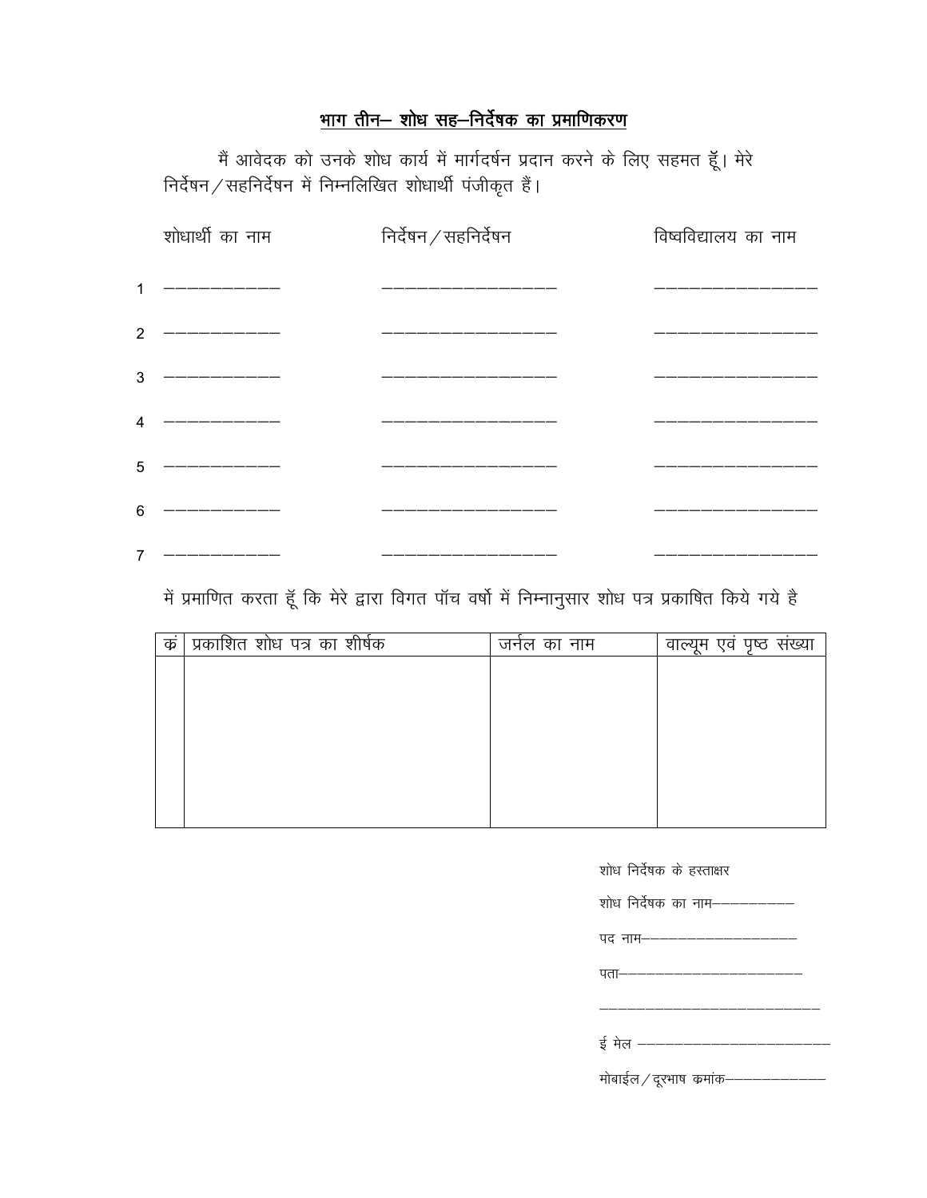## भाग तीन– शोध सह–निर्देषक का प्रमाणिकरण

मैं आवेदक को उनके शोध कार्य में मार्गदर्षन प्रदान करने के लिए सहमत हूँ। मेरे निर्देषन/सहनिर्देषन में निम्नलिखित शोधार्थी पंजीकृत हैं।

| | शोधार्थी का नाम | निर्देषन/सहनिर्देषन | विष्वविद्यालय का नाम |
|---|---|---|---|
| 1 | ———————— | ———————————— | ————————————— |
| 2 | ———————— | ———————————— | ————————————— |
| 3 | ———————— | ———————————— | ————————————— |
| 4 | ———————— | ———————————— | ————————————— |
| 5 | ———————— | ———————————— | ————————————— |
| 6 | ———————— | ———————————— | ————————————— |
| 7 | ———————— | ———————————— | ————————————— |

में प्रमाणित करता हूँ कि मेरे द्वारा विगत पॉच वर्षो में निम्नानुसार शोध पत्र प्रकाषित किये गये है

| कं | प्रकाशित शोध पत्र का शीर्षक | जर्नल का नाम | वाल्यूम एवं पृष्ठ संख्या |
|---|---|---|---|
| | | | |

शोध निर्देषक के हस्ताक्षर

शोध निर्देषक का नाम——————

पद नाम————————————

पता——————————————

————————————————

ई मेल ——————————————

मोबाईल/दूरभाष कमांक———————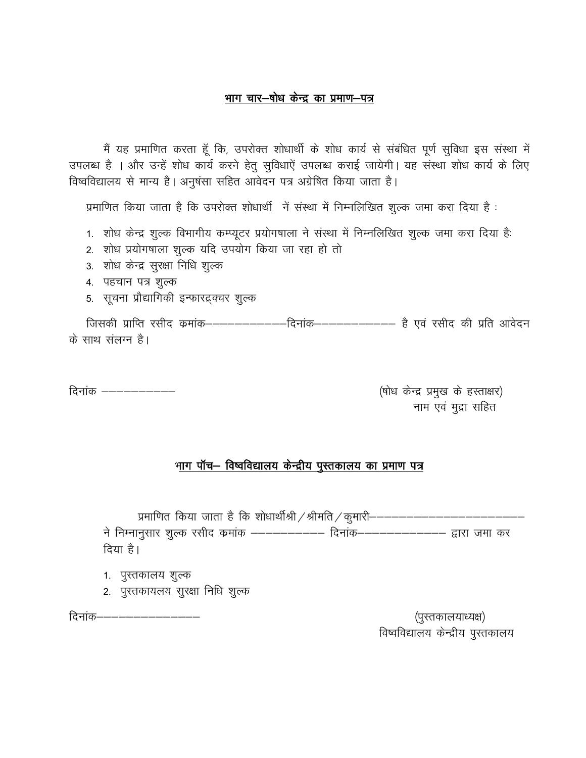## भाग चार–षोध केन्द्र का प्रमाण–पत्र

मैं यह प्रमाणित करता हूँ कि, उपरोक्त शोधार्थी के शोध कार्य से संबंधित पूर्ण सुविधा इस संस्था में उपलब्ध है । और उन्हें शोध कार्य करने हेतु सुविधाऐं उपलब्ध कराई जायेगी। यह संस्था शोध कार्य के लिए विष्वविद्यालय से मान्य है। अनुषंसा सहित आवेदन पत्र अग्रेषित किया जाता है।

प्रमाणित किया जाता है कि उपरोक्त शोधार्थी नें संस्था में निम्नलिखित शुल्क जमा करा दिया है :

1. शोध केन्द्र शुल्क विभागीय कम्प्यूटर प्रयोगषाला ने संस्था में निम्नलिखित शुल्क जमा करा दिया हैः
2. शोध प्रयोगषाला शुल्क यदि उपयोग किया जा रहा हो तो
3. शोध केन्द्र सुरक्षा निधि शुल्क
4. पहचान पत्र शुल्क
5. सूचना प्रौद्यागिकी इन्फारट्रक्चर शुल्क

जिसकी प्राप्ति रसीद कमांक––––––––––––दिनांक––––––––––– है एवं रसीद की प्रति आवेदन के साथ संलग्न है।

दिनांक ––––––––––

(षोध केन्द्र प्रमुख के हस्ताक्षर)
नाम एवं मुद्रा सहित

## भाग पॉच– विष्वविद्यालय केन्द्रीय पुस्तकालय का प्रमाण पत्र

प्रमाणित किया जाता है कि शोधार्थीश्री / श्रीमति / कुमारी––––––––––––––––––––––
ने निम्नानुसार शुल्क रसीद कमांक –––––––––– दिनांक–––––––––––– द्वारा जमा कर दिया है।

1. पुस्तकालय शुल्क
2. पुस्तकायलय सुरक्षा निधि शुल्क

दिनांक–––––––––––––

(पुस्तकालयाध्यक्ष)
विष्वविद्यालय केन्द्रीय पुस्तकालय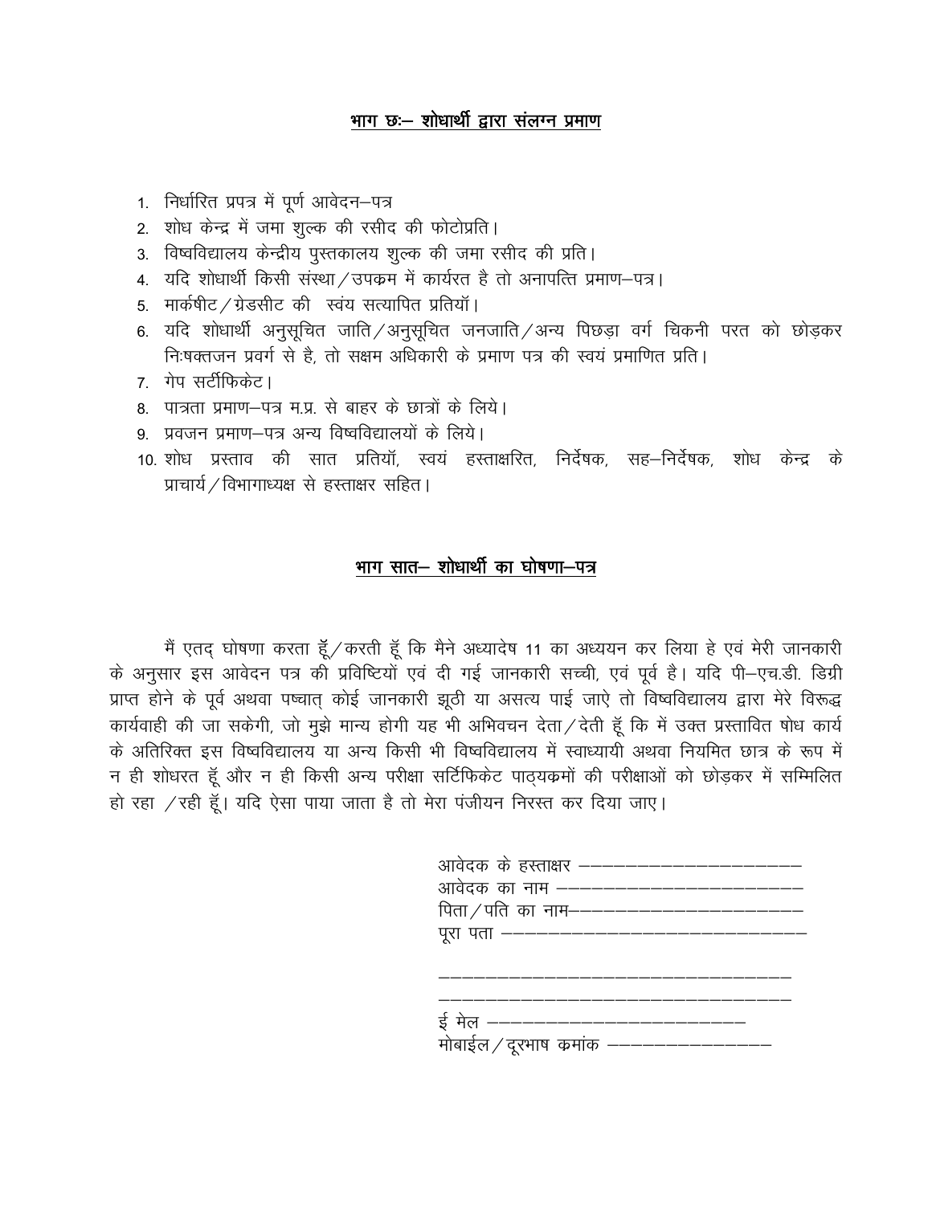## <u>भाग छः– शोधार्थी द्वारा संलग्न प्रमाण</u>

1. निर्धारित प्रपत्र में पूर्ण आवेदन–पत्र
2. शोध केन्द्र में जमा शुल्क की रसीद की फोटोप्रति।
3. विष्वविद्यालय केन्द्रीय पुस्तकालय शुल्क की जमा रसीद की प्रति।
4. यदि शोधार्थी किसी संस्था/उपक्रम में कार्यरत है तो अनापत्ति प्रमाण–पत्र।
5. मार्कशीट/ग्रेडसीट की स्वंय सत्यापित प्रतियॉं।
6. यदि शोधार्थी अनुसूचित जाति/अनुसूचित जनजाति/अन्य पिछड़ा वर्ग चिकनी परत को छोड़कर निःषक्तजन प्रवर्ग से है, तो सक्षम अधिकारी के प्रमाण पत्र की स्वयं प्रमाणित प्रति।
7. गेप सर्टीफिकेट।
8. पात्रता प्रमाण–पत्र म.प्र. से बाहर के छात्रों के लिये।
9. प्रवजन प्रमाण–पत्र अन्य विष्वविद्यालयों के लिये।
10. शोध प्रस्ताव की सात प्रतियॉं, स्वयं हस्ताक्षरित, निर्देषक, सह–निर्देषक, शोध केन्द्र के प्राचार्य/विभागाध्यक्ष से हस्ताक्षर सहित।

## <u>भाग सात– शोधार्थी का घोषणा–पत्र</u>

मैं एतद् घोषणा करता हूॅं/करती हूॅं कि मैने अध्यादेष 11 का अध्ययन कर लिया हे एवं मेरी जानकारी के अनुसार इस आवेदन पत्र की प्रविष्टियों एवं दी गई जानकारी सच्ची, एवं पूर्व है। यदि पी–एच.डी. डिग्री प्राप्त होने के पूर्व अथवा पष्चात् कोई जानकारी झूठी या असत्य पाई जाऐ तो विष्वविद्यालय द्वारा मेरे विरूद्ध कार्यवाही की जा सकेगी, जो मुझे मान्य होगी यह भी अभिवचन देता/देती हूॅं कि में उक्त प्रस्तावित षोध कार्य के अतिरिक्त इस विष्वविद्यालय या अन्य किसी भी विष्वविद्यालय में स्वाध्यायी अथवा नियमित छात्र के रूप में न ही शोधरत हूॅं और न ही किसी अन्य परीक्षा सर्टिफिकेट पाठ्यक्रमों की परीक्षाओं को छोड़कर में सम्मिलित हो रहा /रही हूॅं। यदि ऐसा पाया जाता है तो मेरा पंजीयन निरस्त कर दिया जाए।

आवेदक के हस्ताक्षर ––––––––––––––––––––––

आवेदक का नाम –––––––––––––––––––––––––

पिता/पति का नाम–––––––––––––––––––––––––

पूरा पता –––––––––––––––––––––––––––––––

–––––––––––––––––––––––––––––––––––––

–––––––––––––––––––––––––––––––––––––

ई मेल ––––––––––––––––––––––––––––

मोबाईल/दूरभाष क्रमांक ––––––––––––––––––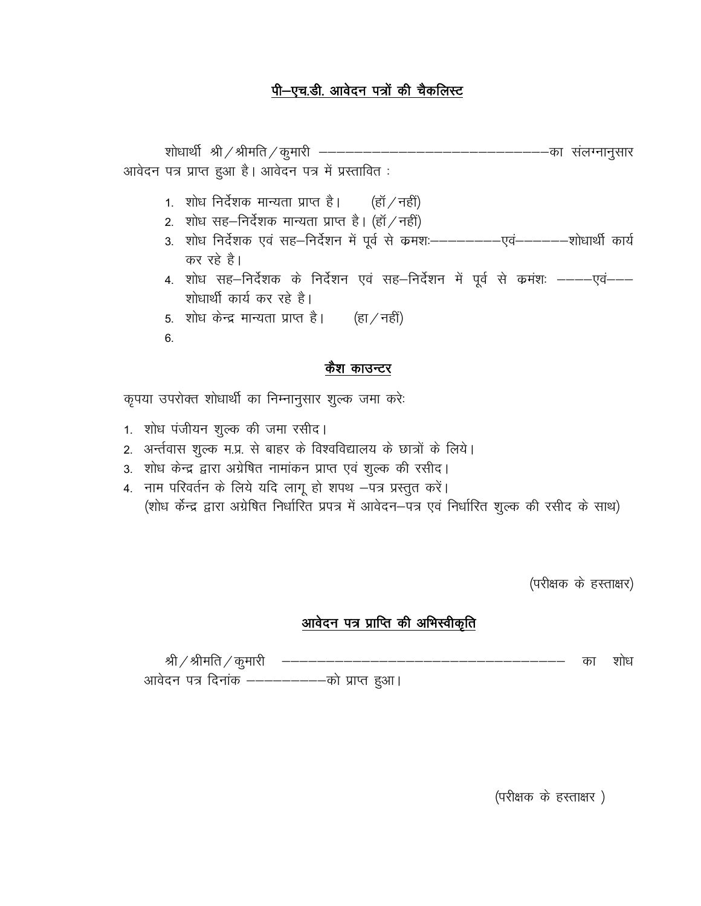## पी–एच.डी. आवेदन पत्रों की चैकलिस्ट

शोधार्थी श्री/श्रीमति/कुमारी —————————————————का संलग्नानुसार आवेदन पत्र प्राप्त हुआ है। आवेदन पत्र में प्रस्तावित :

1. शोध निर्देशक मान्यता प्राप्त है। (हॉ/नहीं)
2. शोध सह–निर्देशक मान्यता प्राप्त है। (हॉ/नहीं)
3. शोध निर्देशक एवं सह–निर्देशन में पूर्व से क्रमशः————————एवं——————शोधार्थी कार्य कर रहे है।
4. शोध सह–निर्देशक के निर्देशन एवं सह–निर्देशन में पूर्व से क्रमंशः ————एवं———शोधार्थी कार्य कर रहे है।
5. शोध केन्द्र मान्यता प्राप्त है। (हा/नहीं)
6.

## कैश काउन्टर

कृपया उपरोक्त शोधार्थी का निम्नानुसार शुल्क जमा करेः

1. शोध पंजीयन शुल्क की जमा रसीद।
2. अर्न्तवास शुल्क म.प्र. से बाहर के विश्वविद्यालय के छात्रों के लिये।
3. शोध केन्द्र द्वारा अग्रेषित नामांकन प्राप्त एवं शुल्क की रसीद।
4. नाम परिवर्तन के लिये यदि लागू हो शपथ –पत्र प्रस्तुत करें।
   (शोध केंन्द्र द्वारा अग्रेषित निर्धारित प्रपत्र में आवेदन–पत्र एवं निर्धारित शुल्क की रसीद के साथ)

(परीक्षक के हस्ताक्षर)

## आवेदन पत्र प्राप्ति की अभिस्वीकृति

श्री/श्रीमति/कुमारी ——————————————————— का शोध आवेदन पत्र दिनांक ——————को प्राप्त हुआ।

(परीक्षक के हस्ताक्षर )